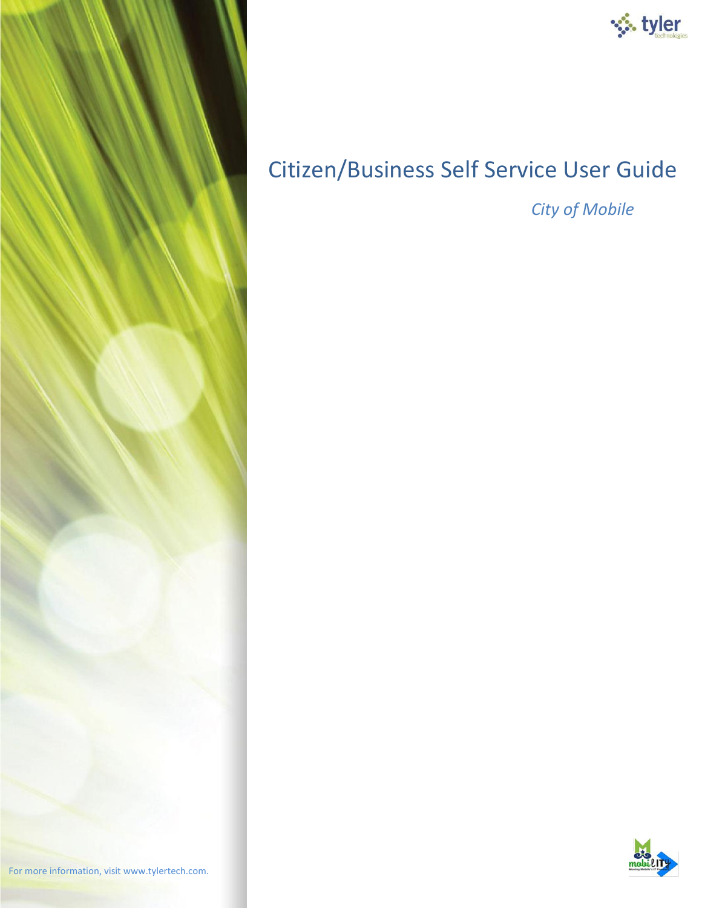# Citizen/Business Self Service User Guide

*City of Mobile*

For more information, visit www.tylertech.com.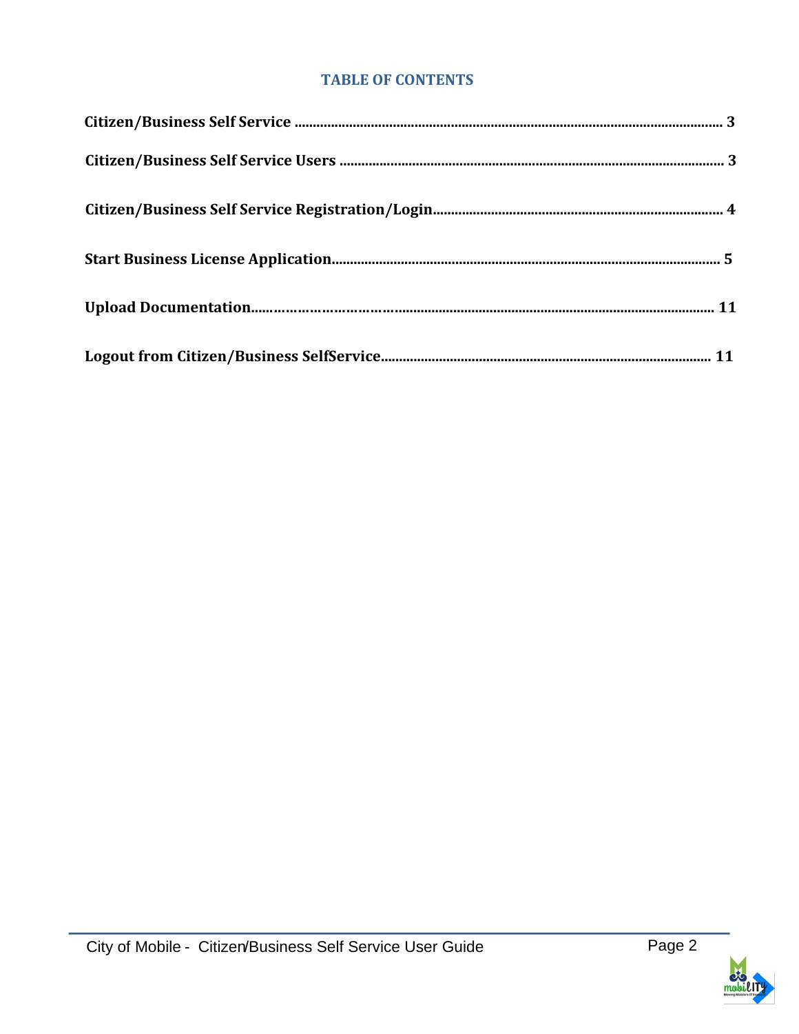## TABLE OF CONTENTS

**Citizen/Business Self Service** ........................................................................................................ 3

**Citizen/Business Self Service Users** .............................................................................................. 3

**Citizen/Business Self Service Registration/Login**................................................................................ 4

**Start Business License Application**.................................................................................................. 5

**Upload Documentation**.................................................................................................................. 11

**Logout from Citizen/Business SelfService**...................................................................................... 11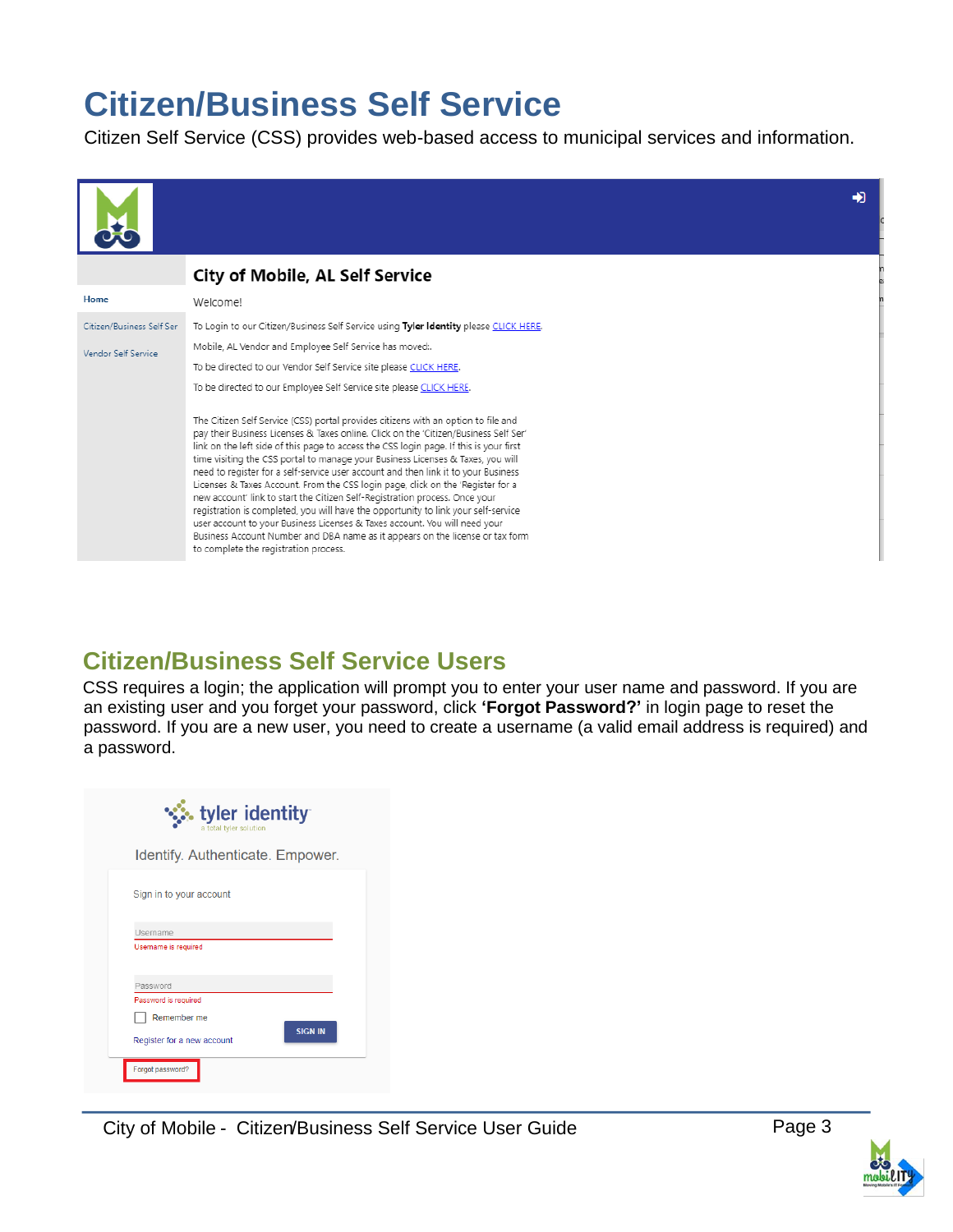# Citizen/Business Self Service

Citizen Self Service (CSS) provides web-based access to municipal services and information.

## Citizen/Business Self Service Users

CSS requires a login; the application will prompt you to enter your user name and password. If you are an existing user and you forget your password, click **'Forgot Password?'** in login page to reset the password. If you are a new user, you need to create a username (a valid email address is required) and a password.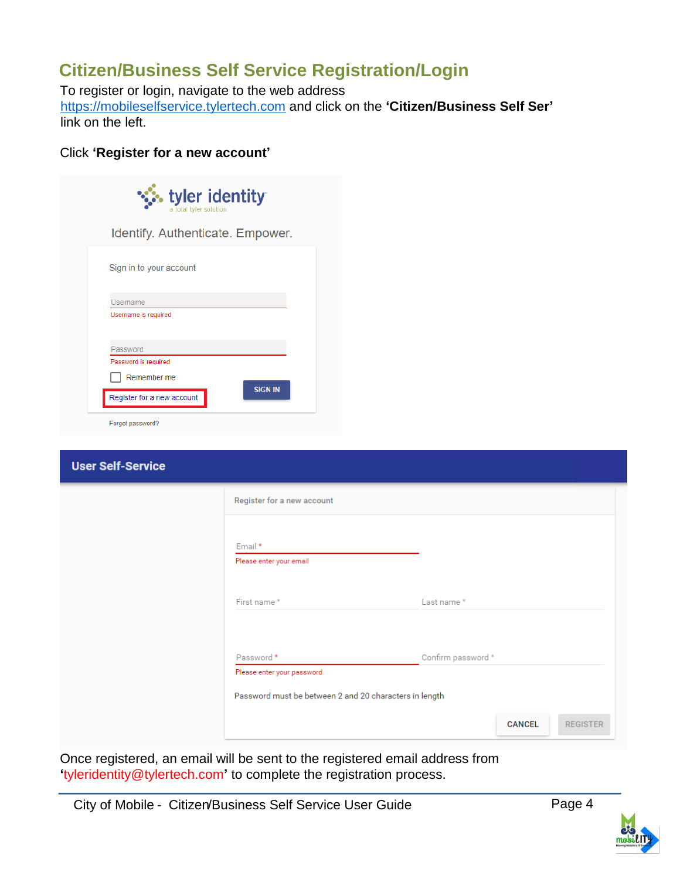## Citizen/Business Self Service Registration/Login

To register or login, navigate to the web address https://mobileselfservice.tylertech.com and click on the **'Citizen/Business Self Ser'** link on the left.

Click **'Register for a new account'**

tyler identity
a total tyler solution

Identify. Authenticate. Empower.

Sign in to your account

Username
Username is required

Password
Password is required

Remember me

SIGN IN

Register for a new account

Forgot password?

**User Self-Service**

Register for a new account

Email *
Please enter your email

First name *

Last name *

Password *
Please enter your password

Confirm password *

Password must be between 2 and 20 characters in length

CANCEL

REGISTER

Once registered, an email will be sent to the registered email address from 'tyleridentity@tylertech.com' to complete the registration process.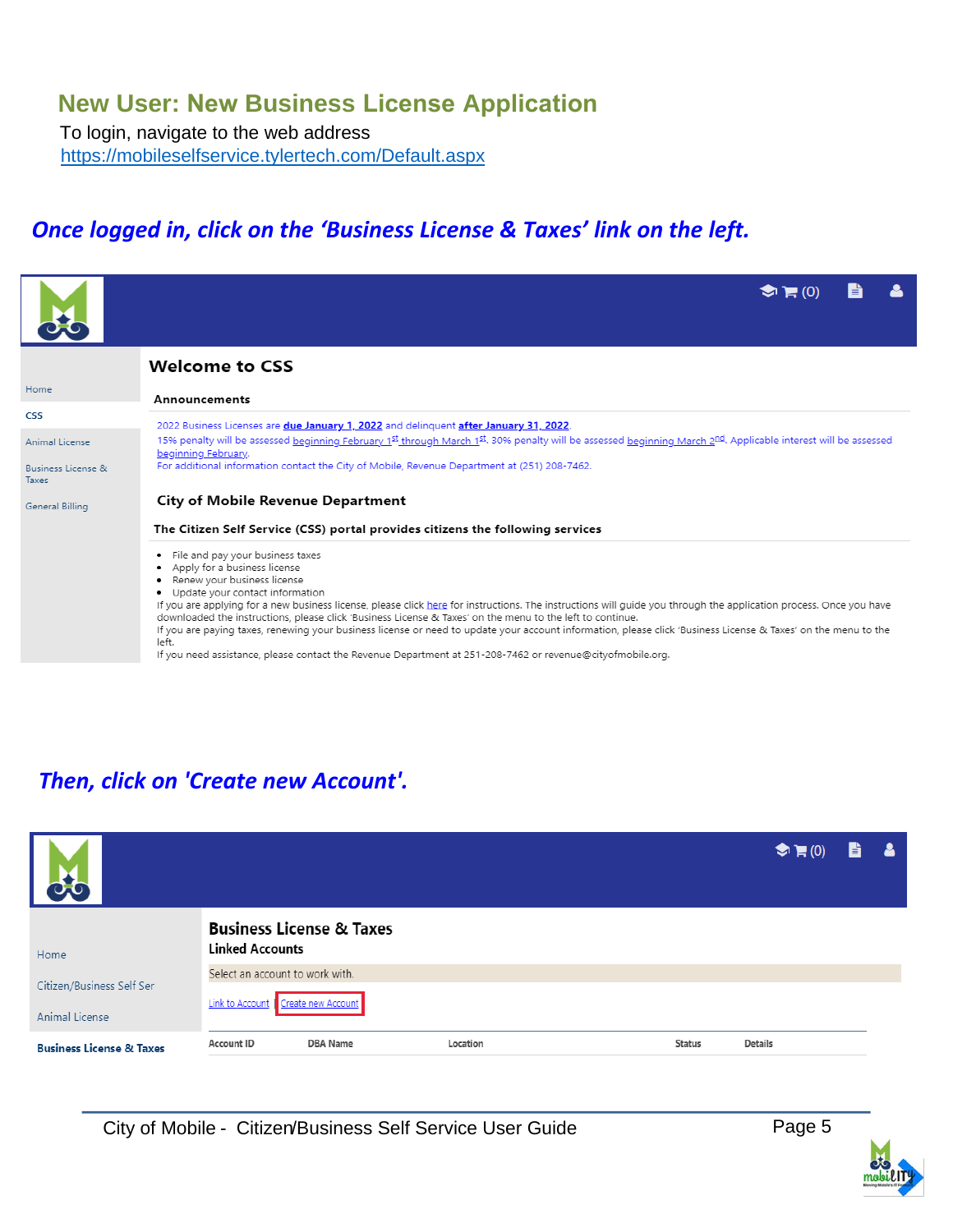## New User: New Business License Application

To login, navigate to the web address
https://mobileselfservice.tylertech.com/Default.aspx

***Once logged in, click on the 'Business License & Taxes' link on the left.***

Home

CSS

Animal License

Business License & Taxes

General Billing

### Welcome to CSS

**Announcements**

2022 Business Licenses are **due January 1, 2022** and delinquent **after January 31, 2022**.
15% penalty will be assessed beginning February 1st through March 1st. 30% penalty will be assessed beginning March 2nd. Applicable interest will be assessed beginning February.
For additional information contact the City of Mobile, Revenue Department at (251) 208-7462.

**City of Mobile Revenue Department**

**The Citizen Self Service (CSS) portal provides citizens the following services**

- File and pay your business taxes
- Apply for a business license
- Renew your business license
- Update your contact information

If you are applying for a new business license, please click here for instructions. The instructions will guide you through the application process. Once you have downloaded the instructions, please click 'Business License & Taxes' on the menu to the left to continue.
If you are paying taxes, renewing your business license or need to update your account information, please click 'Business License & Taxes' on the menu to the left.
If you need assistance, please contact the Revenue Department at 251-208-7462 or revenue@cityofmobile.org.

***Then, click on 'Create new Account'.***

Home

Citizen/Business Self Ser

Animal License

**Business License & Taxes**

**Business License & Taxes**

**Linked Accounts**

Select an account to work with.

Link to Account | Create new Account

| Account ID | DBA Name | Location | Status | Details |
|---|---|---|---|---|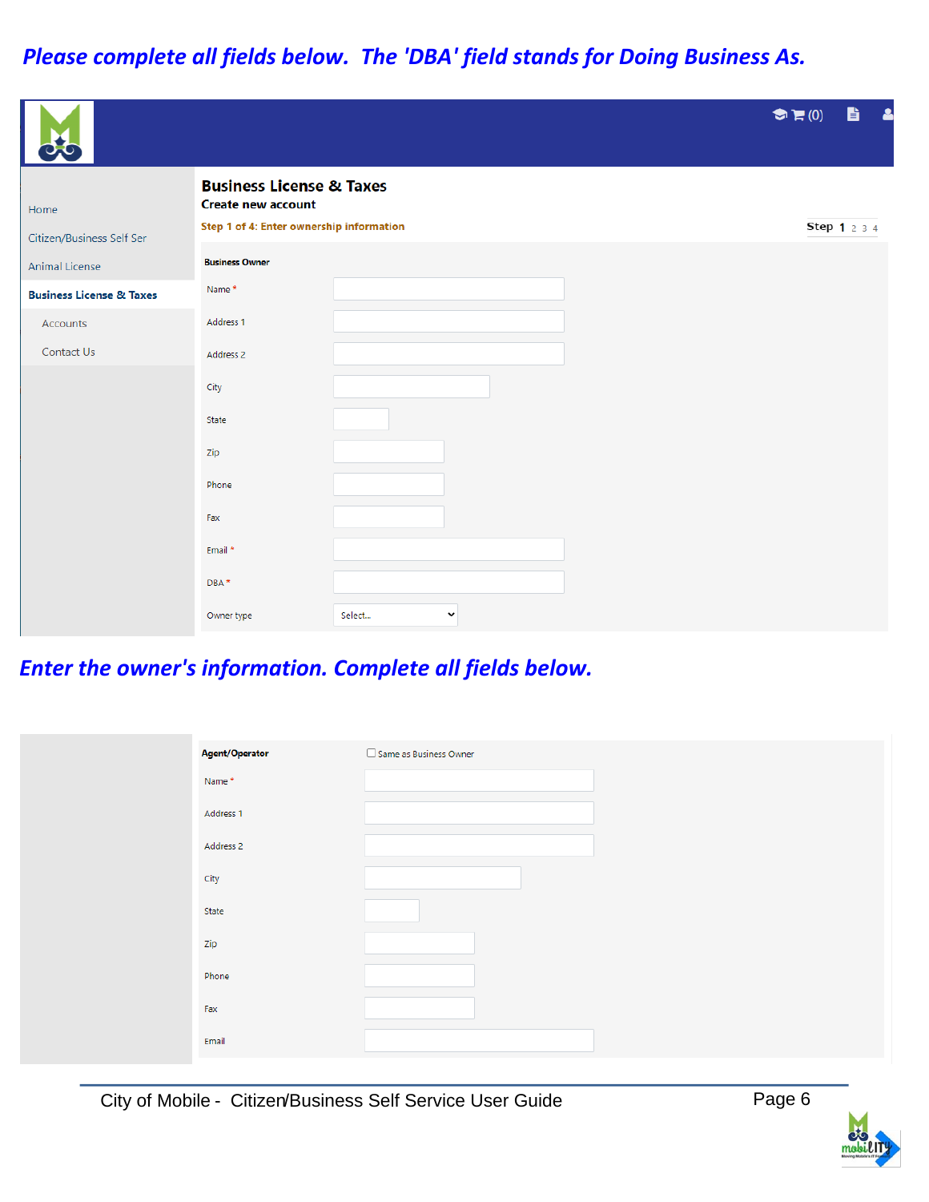***Please complete all fields below. The 'DBA' field stands for Doing Business As.***

(0)

Home

Citizen/Business Self Ser

Animal License

**Business License & Taxes**

Accounts

Contact Us

## Business License & Taxes

**Create new account**

**Step 1 of 4: Enter ownership information**

**Step 1** 2 3 4

**Business Owner**

Name *

Address 1

Address 2

City

State

Zip

Phone

Fax

Email *

DBA *

Owner type — Select...

***Enter the owner's information. Complete all fields below.***

**Agent/Operator** ☐ Same as Business Owner

Name *

Address 1

Address 2

City

State

Zip

Phone

Fax

Email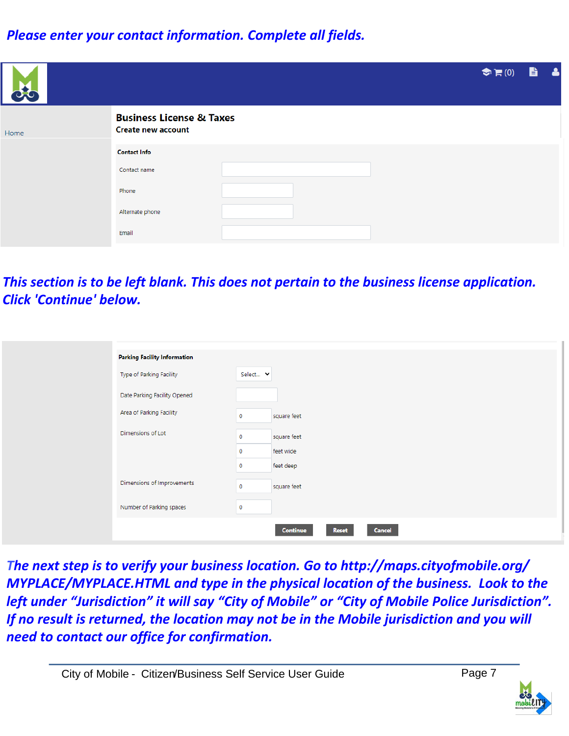***Please enter your contact information. Complete all fields.***

Business License & Taxes

Create new account

Home

**Contact Info**

| | |
|---|---|
| Contact name | |
| Phone | |
| Alternate phone | |
| Email | |

***This section is to be left blank. This does not pertain to the business license application. Click 'Continue' below.***

**Parking Facility Information**

| | | |
|---|---|---|
| Type of Parking Facility | Select... | |
| Date Parking Facility Opened | | |
| Area of Parking Facility | 0 | square feet |
| Dimensions of Lot | 0 | square feet |
| | 0 | feet wide |
| | 0 | feet deep |
| Dimensions of Improvements | 0 | square feet |
| Number of Parking spaces | 0 | |

Continue | Reset | Cancel

***The next step is to verify your business location. Go to http://maps.cityofmobile.org/MYPLACE/MYPLACE.HTML and type in the physical location of the business. Look to the left under "Jurisdiction" it will say "City of Mobile" or "City of Mobile Police Jurisdiction". If no result is returned, the location may not be in the Mobile jurisdiction and you will need to contact our office for confirmation.***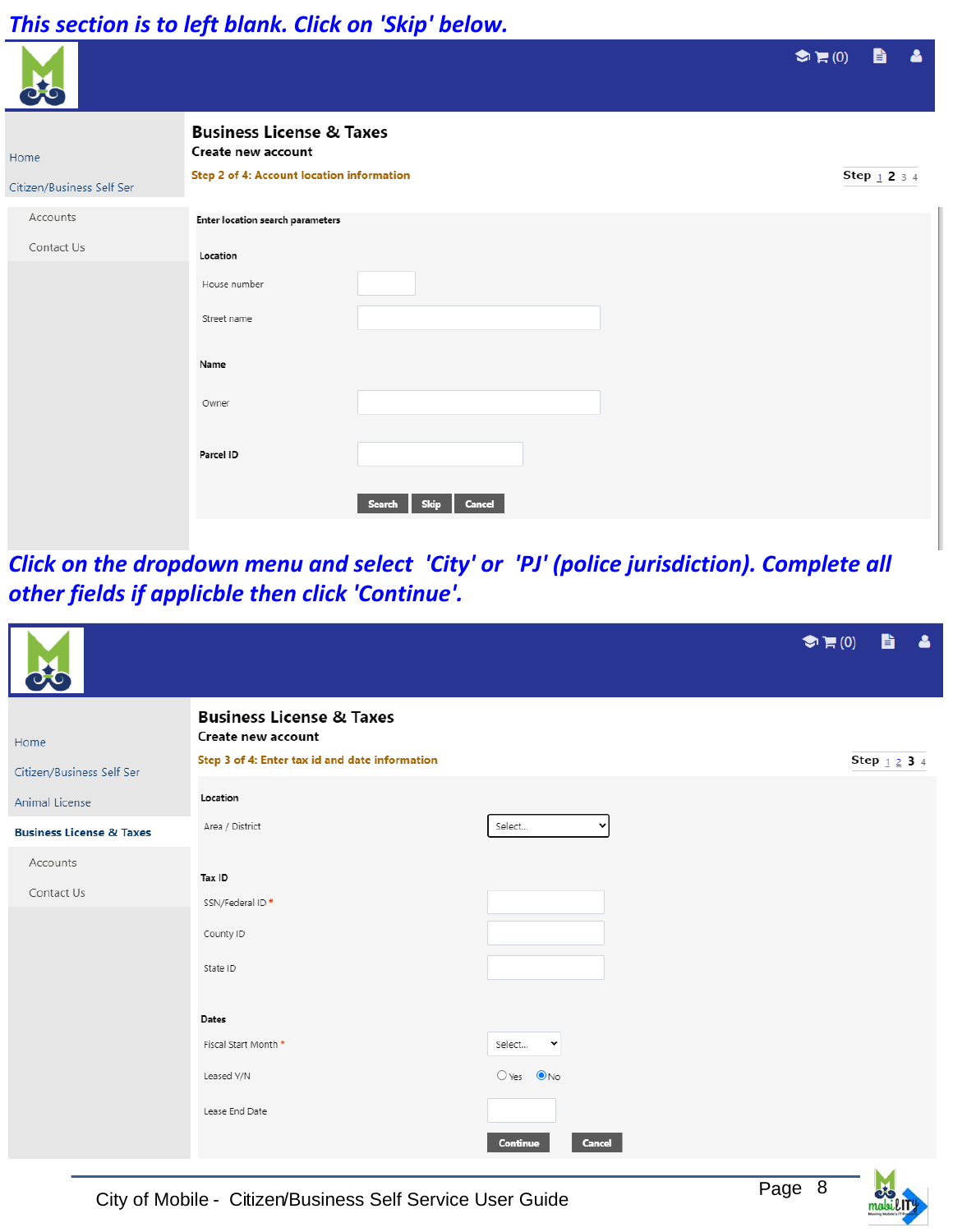***This section is to left blank. Click on 'Skip' below.***

(0)

Home

Citizen/Business Self Ser

Accounts

Contact Us

## Business License & Taxes

**Create new account**

**Step 2 of 4: Account location information**

**Step** 1 **2** 3 4

**Enter location search parameters**

**Location**

House number

Street name

**Name**

Owner

**Parcel ID**

Search | Skip | Cancel

***Click on the dropdown menu and select 'City' or 'PJ' (police jurisdiction). Complete all other fields if applicble then click 'Continue'.***

(0)

Home

Citizen/Business Self Ser

Animal License

**Business License & Taxes**

Accounts

Contact Us

## Business License & Taxes

**Create new account**

**Step 3 of 4: Enter tax id and date information**

**Step** 1 2 **3** 4

**Location**

Area / District — Select...

**Tax ID**

SSN/Federal ID *

County ID

State ID

**Dates**

Fiscal Start Month * — Select...

Leased Y/N — ○ Yes ◉ No

Lease End Date

Continue | Cancel

City of Mobile - Citizen/Business Self Service User Guide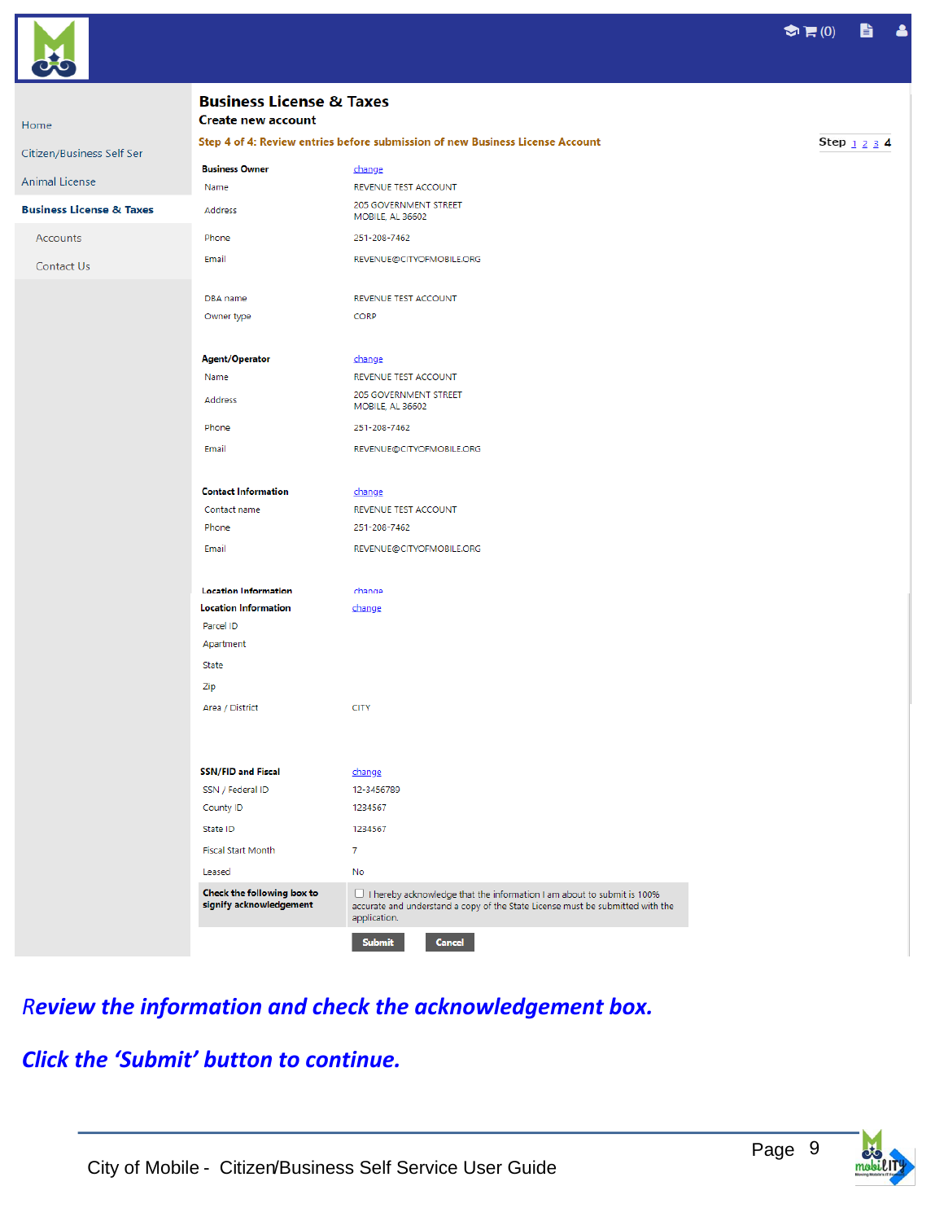Home

Citizen/Business Self Ser

Animal License

**Business License & Taxes**

Accounts

Contact Us

## Business License & Taxes

### Create new account

**Step 4 of 4: Review entries before submission of new Business License Account**

Step 1 2 3 **4**

| **Business Owner** | change |
|---|---|
| Name | REVENUE TEST ACCOUNT |
| Address | 205 GOVERNMENT STREET<br>MOBILE, AL 36602 |
| Phone | 251-208-7462 |
| Email | REVENUE@CITYOFMOBILE.ORG |
| DBA name | REVENUE TEST ACCOUNT |
| Owner type | CORP |
| **Agent/Operator** | change |
| Name | REVENUE TEST ACCOUNT |
| Address | 205 GOVERNMENT STREET<br>MOBILE, AL 36602 |
| Phone | 251-208-7462 |
| Email | REVENUE@CITYOFMOBILE.ORG |
| **Contact Information** | change |
| Contact name | REVENUE TEST ACCOUNT |
| Phone | 251-208-7462 |
| Email | REVENUE@CITYOFMOBILE.ORG |
| **Location Information** | change |
| **Location Information** | change |
| Parcel ID | |
| Apartment | |
| State | |
| Zip | |
| Area / District | CITY |
| **SSN/FID and Fiscal** | change |
| SSN / Federal ID | 12-3456789 |
| County ID | 1234567 |
| State ID | 1234567 |
| Fiscal Start Month | 7 |
| Leased | No |
| **Check the following box to signify acknowledgement** | ☐ I hereby acknowledge that the information I am about to submit is 100% accurate and understand a copy of the State License must be submitted with the application. |

Submit | Cancel

***Review the information and check the acknowledgement box.***

***Click the 'Submit' button to continue.***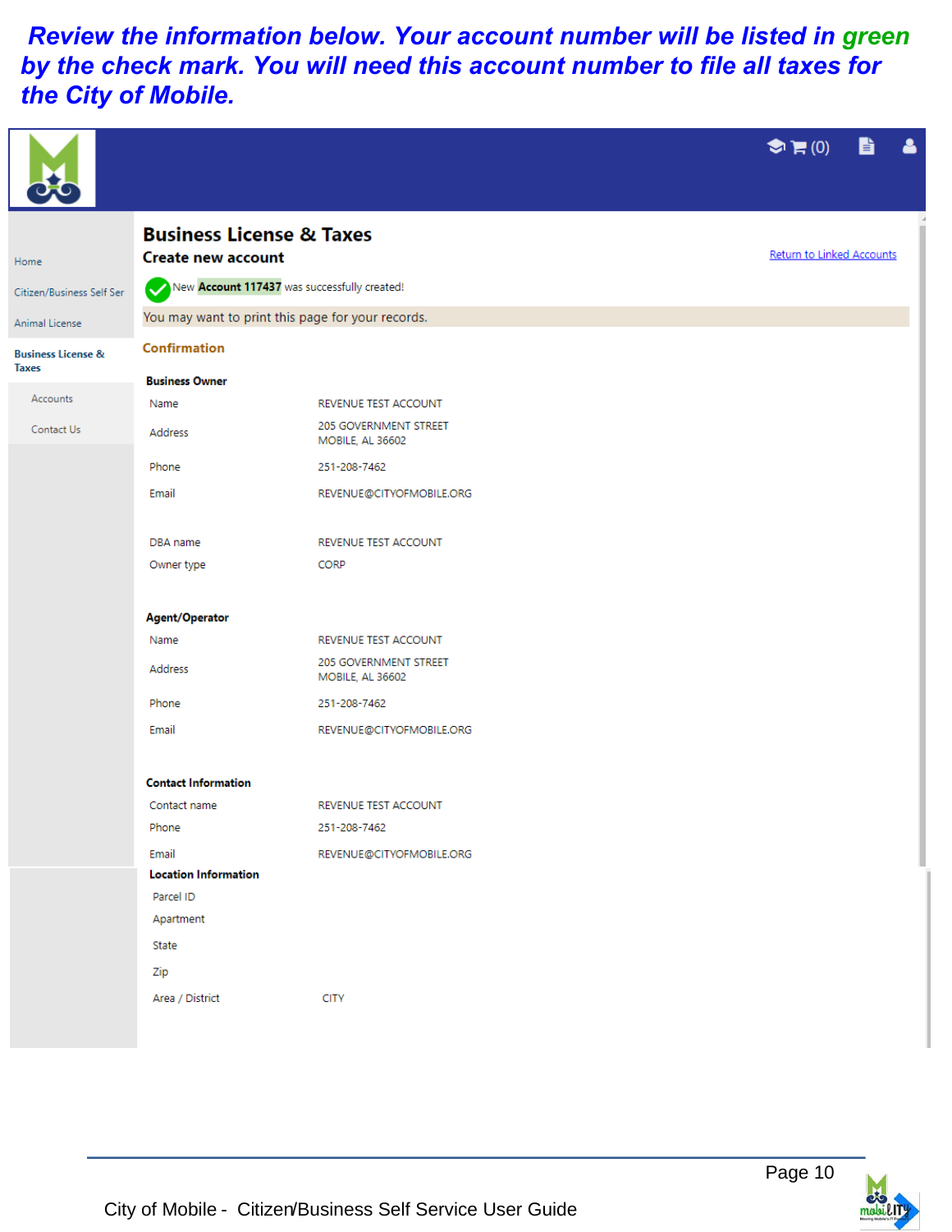***Review the information below. Your account number will be listed in green by the check mark. You will need this account number to file all taxes for the City of Mobile.***

Home

Citizen/Business Self Ser

Animal License

**Business License & Taxes**

Accounts

Contact Us

# Business License & Taxes

## Create new account

Return to Linked Accounts

New **Account 117437** was successfully created!

You may want to print this page for your records.

### Confirmation

**Business Owner**

| | |
|---|---|
| Name | REVENUE TEST ACCOUNT |
| Address | 205 GOVERNMENT STREET MOBILE, AL 36602 |
| Phone | 251-208-7462 |
| Email | REVENUE@CITYOFMOBILE.ORG |
| DBA name | REVENUE TEST ACCOUNT |
| Owner type | CORP |

**Agent/Operator**

| | |
|---|---|
| Name | REVENUE TEST ACCOUNT |
| Address | 205 GOVERNMENT STREET MOBILE, AL 36602 |
| Phone | 251-208-7462 |
| Email | REVENUE@CITYOFMOBILE.ORG |

**Contact Information**

| | |
|---|---|
| Contact name | REVENUE TEST ACCOUNT |
| Phone | 251-208-7462 |
| Email | REVENUE@CITYOFMOBILE.ORG |

**Location Information**

| | |
|---|---|
| Parcel ID | |
| Apartment | |
| State | |
| Zip | |
| Area / District | CITY |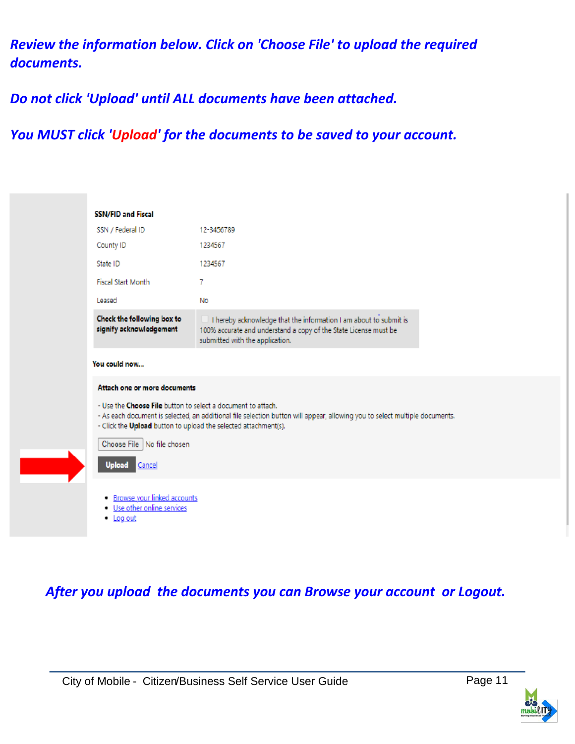*Review the information below. Click on 'Choose File' to upload the required documents.*

*Do not click 'Upload' until ALL documents have been attached.*

*You MUST click 'Upload' for the documents to be saved to your account.*

**SSN/FID and Fiscal**

| | |
|---|---|
| SSN / Federal ID | 12-3456789 |
| County ID | 1234567 |
| State ID | 1234567 |
| Fiscal Start Month | 7 |
| Leased | No |
| **Check the following box to signify acknowledgement** | I hereby acknowledge that the information I am about to submit is 100% accurate and understand a copy of the State License must be submitted with the application. |

**You could now...**

**Attach one or more documents**

- Use the **Choose File** button to select a document to attach.
- As each document is selected, an additional file selection button will appear, allowing you to select multiple documents.
- Click the **Upload** button to upload the selected attachment(s).

Choose File No file chosen

Upload Cancel

- Browse your linked accounts
- Use other online services
- Log out

*After you upload the documents you can Browse your account or Logout.*